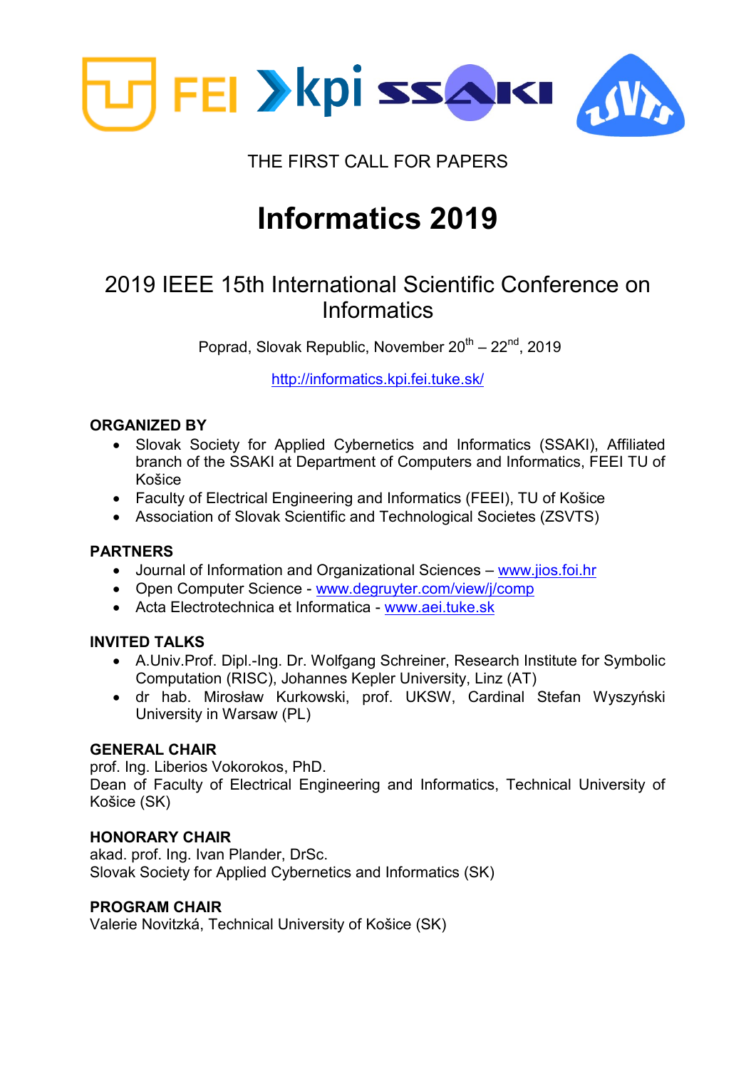THE FIRST CALL FOR PAPERS

# Informatics 2019

## 2019 IEEE 15th International Scientific Conference on Informatics

Poprad, Slovak Republic, November 20th – 22nd, 2019

http://informatics.kpi.fei.tuke.sk/

**ORGANIZED BY**

- Slovak Society for Applied Cybernetics and Informatics (SSAKI), Affiliated branch of the SSAKI at Department of Computers and Informatics, FEEI TU of Košice
- Faculty of Electrical Engineering and Informatics (FEEI), TU of Košice
- Association of Slovak Scientific and Technological Societes (ZSVTS)

**PARTNERS**

- Journal of Information and Organizational Sciences – www.jios.foi.hr
- Open Computer Science - www.degruyter.com/view/j/comp
- Acta Electrotechnica et Informatica - www.aei.tuke.sk

**INVITED TALKS**

- A.Univ.Prof. Dipl.-Ing. Dr. Wolfgang Schreiner, Research Institute for Symbolic Computation (RISC), Johannes Kepler University, Linz (AT)
- dr hab. Mirosław Kurkowski, prof. UKSW, Cardinal Stefan Wyszyński University in Warsaw (PL)

**GENERAL CHAIR**

prof. Ing. Liberios Vokorokos, PhD.
Dean of Faculty of Electrical Engineering and Informatics, Technical University of Košice (SK)

**HONORARY CHAIR**

akad. prof. Ing. Ivan Plander, DrSc.
Slovak Society for Applied Cybernetics and Informatics (SK)

**PROGRAM CHAIR**

Valerie Novitzká, Technical University of Košice (SK)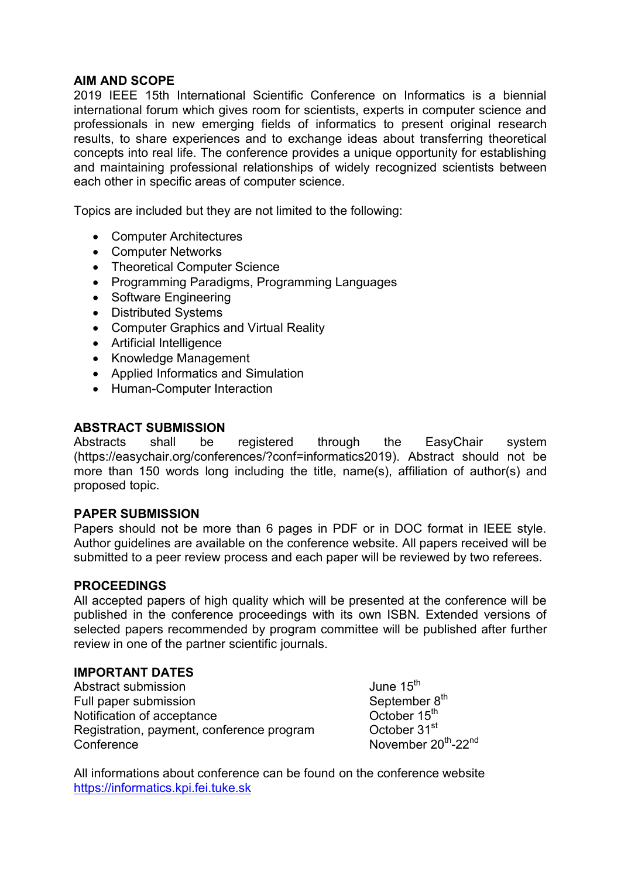## AIM AND SCOPE

2019 IEEE 15th International Scientific Conference on Informatics is a biennial international forum which gives room for scientists, experts in computer science and professionals in new emerging fields of informatics to present original research results, to share experiences and to exchange ideas about transferring theoretical concepts into real life. The conference provides a unique opportunity for establishing and maintaining professional relationships of widely recognized scientists between each other in specific areas of computer science.

Topics are included but they are not limited to the following:

- Computer Architectures
- Computer Networks
- Theoretical Computer Science
- Programming Paradigms, Programming Languages
- Software Engineering
- Distributed Systems
- Computer Graphics and Virtual Reality
- Artificial Intelligence
- Knowledge Management
- Applied Informatics and Simulation
- Human-Computer Interaction

## ABSTRACT SUBMISSION

Abstracts shall be registered through the EasyChair system (https://easychair.org/conferences/?conf=informatics2019). Abstract should not be more than 150 words long including the title, name(s), affiliation of author(s) and proposed topic.

## PAPER SUBMISSION

Papers should not be more than 6 pages in PDF or in DOC format in IEEE style. Author guidelines are available on the conference website. All papers received will be submitted to a peer review process and each paper will be reviewed by two referees.

## PROCEEDINGS

All accepted papers of high quality which will be presented at the conference will be published in the conference proceedings with its own ISBN. Extended versions of selected papers recommended by program committee will be published after further review in one of the partner scientific journals.

## IMPORTANT DATES

| | |
|---|---|
| Abstract submission | June 15th |
| Full paper submission | September 8th |
| Notification of acceptance | October 15th |
| Registration, payment, conference program | October 31st |
| Conference | November 20th-22nd |

All informations about conference can be found on the conference website
[https://informatics.kpi.fei.tuke.sk](https://informatics.kpi.fei.tuke.sk)